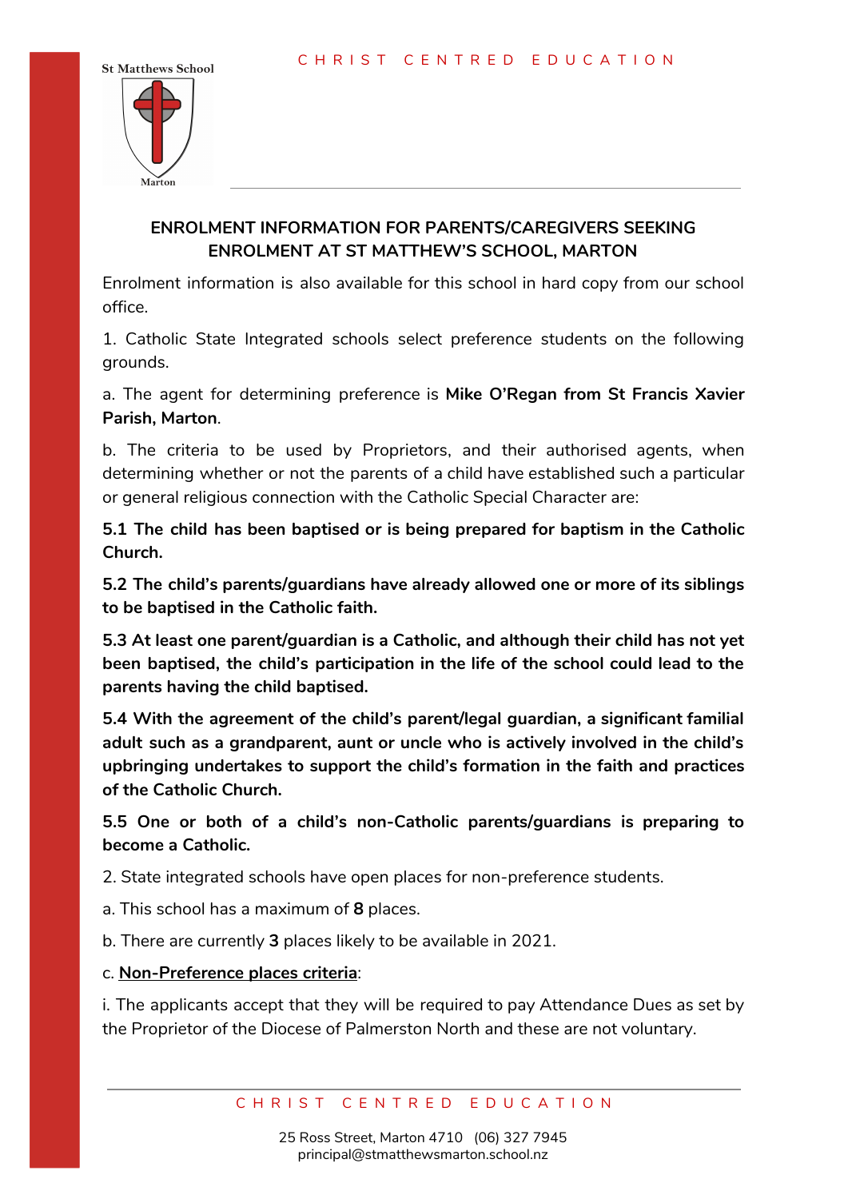## ENROLMENT INFORMATION FOR PARENTS/CAREGIVERS SEEKING ENROLMENT AT ST MATTHEW'S SCHOOL, MARTON

Enrolment information is also available for this school in hard copy from our school office.

1. Catholic State Integrated schools select preference students on the following grounds.

a. The agent for determining preference is **Mike O'Regan from St Francis Xavier Parish, Marton**.

b. The criteria to be used by Proprietors, and their authorised agents, when determining whether or not the parents of a child have established such a particular or general religious connection with the Catholic Special Character are:

**5.1 The child has been baptised or is being prepared for baptism in the Catholic Church.**

**5.2 The child's parents/guardians have already allowed one or more of its siblings to be baptised in the Catholic faith.**

**5.3 At least one parent/guardian is a Catholic, and although their child has not yet been baptised, the child's participation in the life of the school could lead to the parents having the child baptised.**

**5.4 With the agreement of the child's parent/legal guardian, a significant familial adult such as a grandparent, aunt or uncle who is actively involved in the child's upbringing undertakes to support the child's formation in the faith and practices of the Catholic Church.**

**5.5 One or both of a child's non-Catholic parents/guardians is preparing to become a Catholic.**

2. State integrated schools have open places for non-preference students.

a. This school has a maximum of **8** places.

b. There are currently **3** places likely to be available in 2021.

c. **Non-Preference places criteria**:

i. The applicants accept that they will be required to pay Attendance Dues as set by the Proprietor of the Diocese of Palmerston North and these are not voluntary.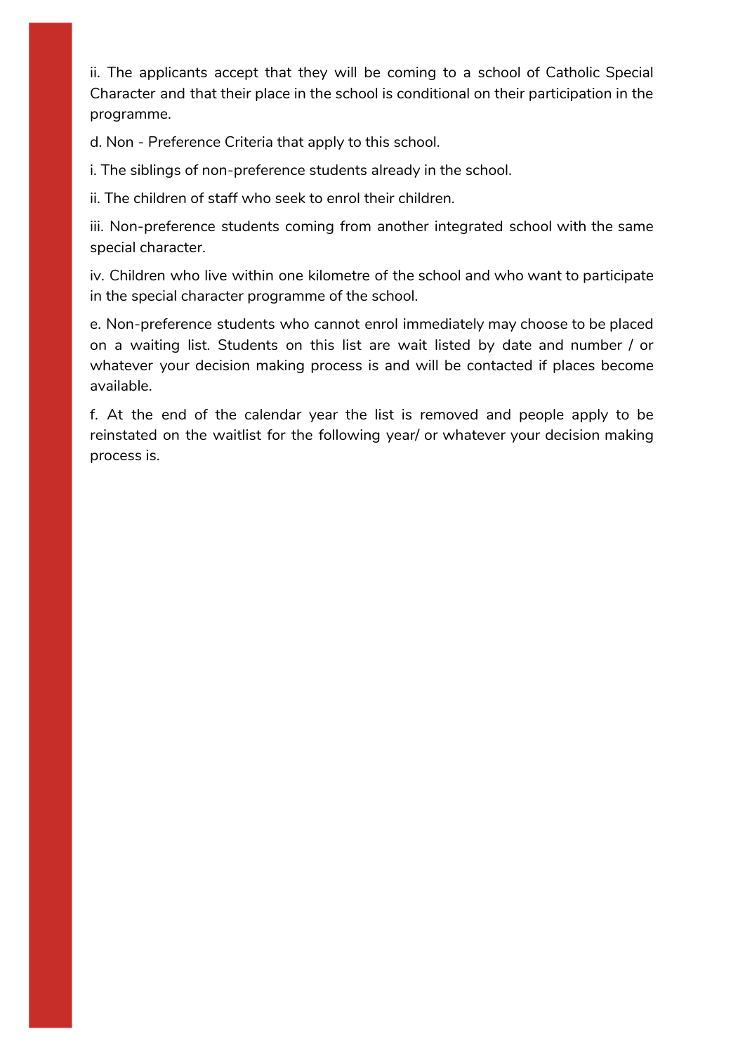ii. The applicants accept that they will be coming to a school of Catholic Special Character and that their place in the school is conditional on their participation in the programme.

d. Non - Preference Criteria that apply to this school.

i. The siblings of non-preference students already in the school.

ii. The children of staff who seek to enrol their children.

iii. Non-preference students coming from another integrated school with the same special character.

iv. Children who live within one kilometre of the school and who want to participate in the special character programme of the school.

e. Non-preference students who cannot enrol immediately may choose to be placed on a waiting list. Students on this list are wait listed by date and number / or whatever your decision making process is and will be contacted if places become available.

f. At the end of the calendar year the list is removed and people apply to be reinstated on the waitlist for the following year/ or whatever your decision making process is.